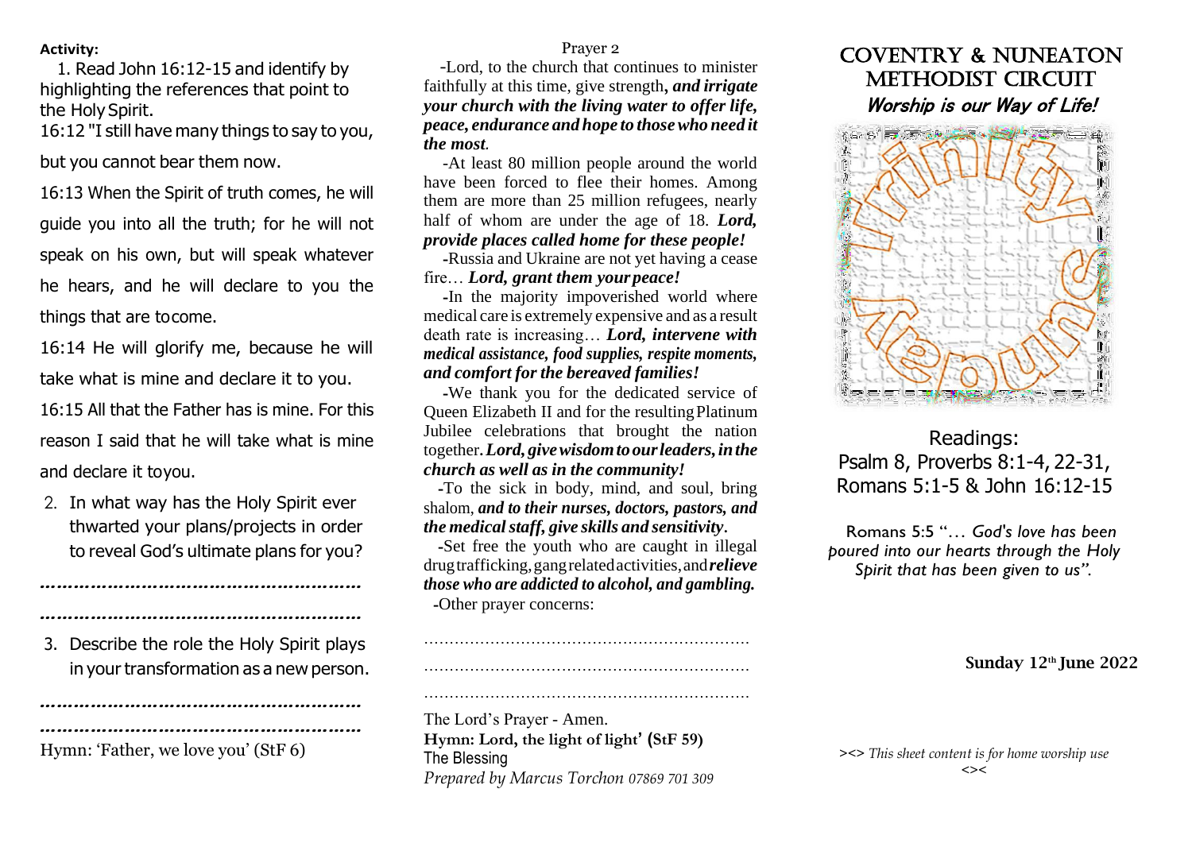**Activity:**

1. Read John 16:12-15 and identify by highlighting the references that point to the Holy Spirit.

16:12 "I still have many things to say to you, but you cannot bear them now.

16:13 When the Spirit of truth comes, he will guide you into all the truth; for he will not speak on his own, but will speak whatever he hears, and he will declare to you the things that are tocome.

16:14 He will glorify me, because he will take what is mine and declare it to you.

16:15 All that the Father has is mine. For this reason I said that he will take what is mine and declare it toyou.

2. In what way has the Holy Spirit ever thwarted your plans/projects in order to reveal God's ultimate plans for you?

……………………………………………………

……………………………………………………

3. Describe the role the Holy Spirit plays in your transformation as a new person.

……………………………………………………

……………………………………………………

Hymn: 'Father, we love you' (StF 6)

Prayer 2

-Lord, to the church that continues to minister faithfully at this time, give strength***, and irrigate your church with the living water to offer life, peace, endurance and hope to those who need it the most.***

-At least 80 million people around the world have been forced to flee their homes. Among them are more than 25 million refugees, nearly half of whom are under the age of 18. ***Lord, provide places called home for these people!***

-Russia and Ukraine are not yet having a cease fire… ***Lord, grant them your peace!***

-In the majority impoverished world where medical care is extremely expensive and as a result death rate is increasing… ***Lord, intervene with medical assistance, food supplies, respite moments, and comfort for the bereaved families!***

-We thank you for the dedicated service of Queen Elizabeth II and for the resulting Platinum Jubilee celebrations that brought the nation together. ***Lord, give wisdom to our leaders, in the church as well as in the community!***

-To the sick in body, mind, and soul, bring shalom, ***and to their nurses, doctors, pastors, and the medical staff, give skills and sensitivity***.

-Set free the youth who are caught in illegal drug trafficking, gang related activities, and ***relieve those who are addicted to alcohol, and gambling.***

-Other prayer concerns:

………………………………………………………

………………………………………………………

………………………………………………………

The Lord's Prayer - Amen.

**Hymn: Lord, the light of light' (StF 59)**

The Blessing

*Prepared by Marcus Torchon 07869 701 309*

# COVENTRY & NUNEATON METHODIST CIRCUIT

***Worship is our Way of Life!***

Trinity Sunday

Readings:
Psalm 8, Proverbs 8:1-4, 22-31, Romans 5:1-5 & John 16:12-15

Romans 5:5 "*… God's love has been poured into our hearts through the Holy Spirit that has been given to us".*

**Sunday 12th June 2022**

*><> This sheet content is for home worship use <><*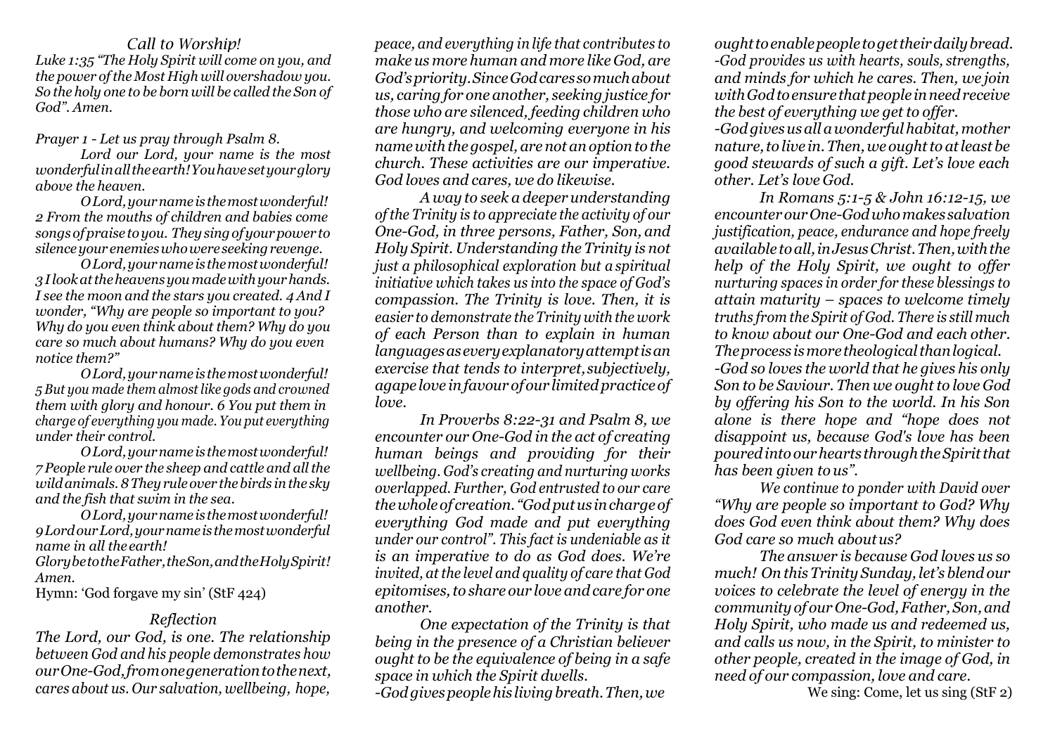## *Call to Worship!*

*Luke 1:35 "The Holy Spirit will come on you, and the power of the Most High will overshadow you. So the holy one to be born will be called the Son of God". Amen.*

*Prayer 1 - Let us pray through Psalm 8.*

*Lord our Lord, your name is the most wonderful in all the earth! You have set your glory above the heaven.*

*O Lord, your name is the most wonderful! 2 From the mouths of children and babies come songs of praise to you. They sing of your power to silence your enemies who were seeking revenge.*

*O Lord, your name is the most wonderful! 3 I look at the heavens you made with your hands. I see the moon and the stars you created. 4 And I wonder, "Why are people so important to you? Why do you even think about them? Why do you care so much about humans? Why do you even notice them?"*

*O Lord, your name is the most wonderful! 5 But you made them almost like gods and crowned them with glory and honour. 6 You put them in charge of everything you made. You put everything under their control.*

*O Lord, your name is the most wonderful! 7 People rule over the sheep and cattle and all the wild animals. 8 They rule over the birds in the sky and the fish that swim in the sea.*

*O Lord, your name is the most wonderful! 9 Lord our Lord, your name is the most wonderful name in all the earth!*

*Glory be to the Father, the Son, and the Holy Spirit! Amen.*

Hymn: 'God forgave my sin' (StF 424)

## *Reflection*

*The Lord, our God, is one. The relationship between God and his people demonstrates how our One-God, from one generation to the next, cares about us. Our salvation, wellbeing, hope, peace, and everything in life that contributes to make us more human and more like God, are God's priority. Since God cares so much about us, caring for one another, seeking justice for those who are silenced, feeding children who are hungry, and welcoming everyone in his name with the gospel, are not an option to the church. These activities are our imperative. God loves and cares, we do likewise.*

*A way to seek a deeper understanding of the Trinity is to appreciate the activity of our One-God, in three persons, Father, Son, and Holy Spirit. Understanding the Trinity is not just a philosophical exploration but a spiritual initiative which takes us into the space of God's compassion. The Trinity is love. Then, it is easier to demonstrate the Trinity with the work of each Person than to explain in human languages as every explanatory attempt is an exercise that tends to interpret, subjectively, agape love in favour of our limited practice of love.*

*In Proverbs 8:22-31 and Psalm 8, we encounter our One-God in the act of creating human beings and providing for their wellbeing. God's creating and nurturing works overlapped. Further, God entrusted to our care the whole of creation. "God put us in charge of everything God made and put everything under our control". This fact is undeniable as it is an imperative to do as God does. We're invited, at the level and quality of care that God epitomises, to share our love and care for one another.*

*One expectation of the Trinity is that being in the presence of a Christian believer ought to be the equivalence of being in a safe space in which the Spirit dwells.*

*-God gives people his living breath. Then, we ought to enable people to get their daily bread.*

*-God provides us with hearts, souls, strengths, and minds for which he cares. Then, we join with God to ensure that people in need receive the best of everything we get to offer.*

*-God gives us all a wonderful habitat, mother nature, to live in. Then, we ought to at least be good stewards of such a gift. Let's love each other. Let's love God.*

*In Romans 5:1-5 & John 16:12-15, we encounter our One-God who makes salvation justification, peace, endurance and hope freely available to all, in Jesus Christ. Then, with the help of the Holy Spirit, we ought to offer nurturing spaces in order for these blessings to attain maturity – spaces to welcome timely truths from the Spirit of God. There is still much to know about our One-God and each other. The process is more theological than logical.*

*-God so loves the world that he gives his only Son to be Saviour. Then we ought to love God by offering his Son to the world. In his Son alone is there hope and "hope does not disappoint us, because God's love has been poured into our hearts through the Spirit that has been given to us".*

*We continue to ponder with David over "Why are people so important to God? Why does God even think about them? Why does God care so much about us?*

*The answer is because God loves us so much! On this Trinity Sunday, let's blend our voices to celebrate the level of energy in the community of our One-God, Father, Son, and Holy Spirit, who made us and redeemed us, and calls us now, in the Spirit, to minister to other people, created in the image of God, in need of our compassion, love and care.*

We sing: Come, let us sing (StF 2)